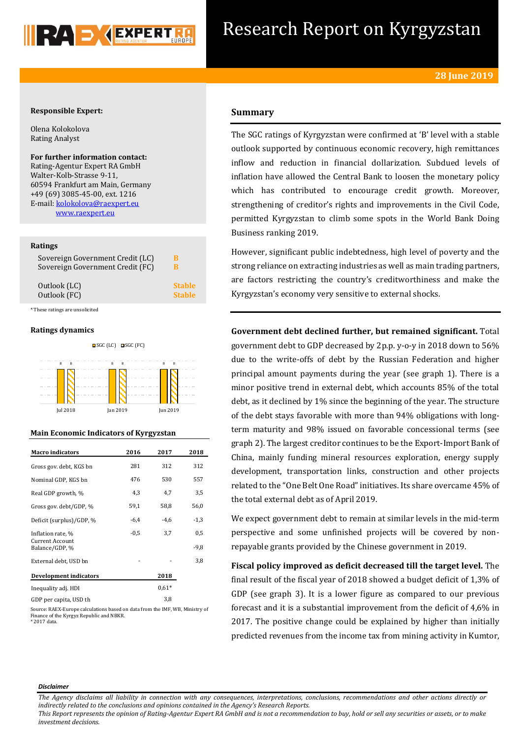# Research Report on Kyrgyzstan

**28 June 2019**

**Responsible Expert:**

Olena Kolokolova
Rating Analyst

**For further information contact:**
Rating-Agentur Expert RA GmbH
Walter-Kolb-Strasse 9-11,
60594 Frankfurt am Main, Germany
+49 (69) 3085-45-00, ext. 1216
E-mail: kolokolova@raexpert.eu
www.raexpert.eu

**Ratings**

| | |
|---|---|
| Sovereign Government Credit (LC) | B |
| Sovereign Government Credit (FC) | B |
| Outlook (LC) | Stable |
| Outlook (FC) | Stable |

*These ratings are unsolicited

**Ratings dynamics**

| | SGC (LC) | SGC (FC) |
|---|---|---|
| Jul 2018 | B | B |
| Jan 2019 | B | B |
| Jun 2019 | B | B |

**Main Economic Indicators of Kyrgyzstan**

| Macro indicators | 2016 | 2017 | 2018 |
|---|---|---|---|
| Gross gov. debt, KGS bn | 281 | 312 | 312 |
| Nominal GDP, KGS bn | 476 | 530 | 557 |
| Real GDP growth, % | 4,3 | 4,7 | 3,5 |
| Gross gov. debt/GDP, % | 59,1 | 58,8 | 56,0 |
| Deficit (surplus)/GDP, % | -6,4 | -4,6 | -1,3 |
| Inflation rate, % | -0,5 | 3,7 | 0,5 |
| Current Account Balance/GDP, % | | | -9,8 |
| External debt, USD bn | - | - | 3,8 |
| **Development indicators** | | | **2018** |
| Inequality adj. HDI | | | 0,61* |
| GDP per capita, USD th | | | 3,8 |

Source: RAEX-Europe calculations based on data from the IMF, WB, Ministry of Finance of the Kyrgyz Republic and NBKR.
*2017 data.

## Summary

The SGC ratings of Kyrgyzstan were confirmed at 'B' level with a stable outlook supported by continuous economic recovery, high remittances inflow and reduction in financial dollarization. Subdued levels of inflation have allowed the Central Bank to loosen the monetary policy which has contributed to encourage credit growth. Moreover, strengthening of creditor's rights and improvements in the Civil Code, permitted Kyrgyzstan to climb some spots in the World Bank Doing Business ranking 2019.

However, significant public indebtedness, high level of poverty and the strong reliance on extracting industries as well as main trading partners, are factors restricting the country's creditworthiness and make the Kyrgyzstan's economy very sensitive to external shocks.

**Government debt declined further, but remained significant.** Total government debt to GDP decreased by 2p.p. y-o-y in 2018 down to 56% due to the write-offs of debt by the Russian Federation and higher principal amount payments during the year (see graph 1). There is a minor positive trend in external debt, which accounts 85% of the total debt, as it declined by 1% since the beginning of the year. The structure of the debt stays favorable with more than 94% obligations with long-term maturity and 98% issued on favorable concessional terms (see graph 2). The largest creditor continues to be the Export-Import Bank of China, mainly funding mineral resources exploration, energy supply development, transportation links, construction and other projects related to the "One Belt One Road" initiatives. Its share overcame 45% of the total external debt as of April 2019.

We expect government debt to remain at similar levels in the mid-term perspective and some unfinished projects will be covered by non-repayable grants provided by the Chinese government in 2019.

**Fiscal policy improved as deficit decreased till the target level.** The final result of the fiscal year of 2018 showed a budget deficit of 1,3% of GDP (see graph 3). It is a lower figure as compared to our previous forecast and it is a substantial improvement from the deficit of 4,6% in 2017. The positive change could be explained by higher than initially predicted revenues from the income tax from mining activity in Kumtor,

*Disclaimer*

*The Agency disclaims all liability in connection with any consequences, interpretations, conclusions, recommendations and other actions directly or indirectly related to the conclusions and opinions contained in the Agency's Research Reports.*
*This Report represents the opinion of Rating-Agentur Expert RA GmbH and is not a recommendation to buy, hold or sell any securities or assets, or to make investment decisions.*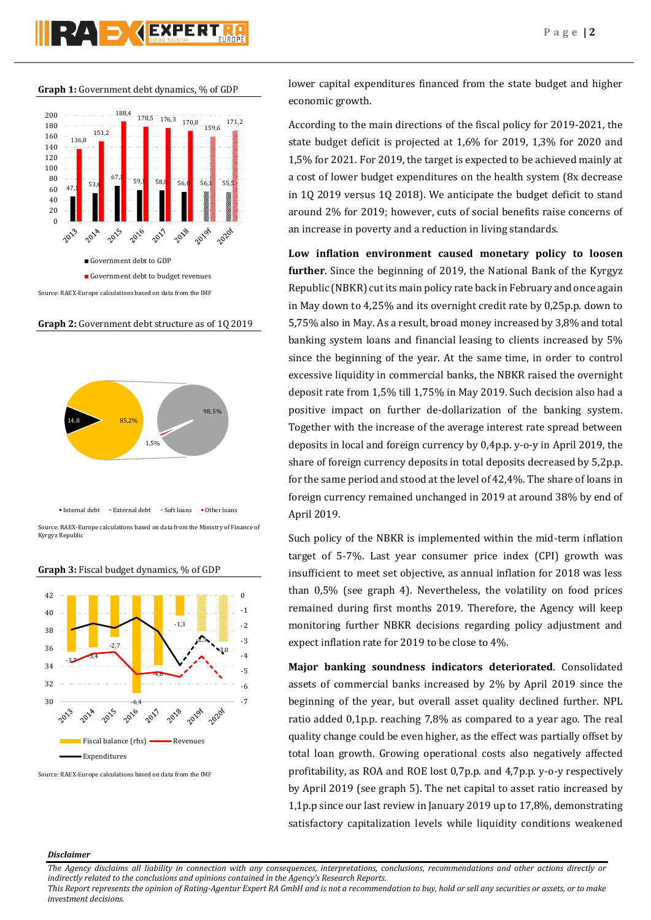**Graph 1:** Government debt dynamics, % of GDP

| | 2013 | 2014 | 2015 | 2016 | 2017 | 2018 | 2019f | 2020f |
|---|---|---|---|---|---|---|---|---|
| Government debt to GDP | 47,1 | 53,6 | 67,1 | 59,1 | 58,8 | 56,0 | 56,1 | 55,5 |
| Government debt to budget revenues | 136,8 | 151,2 | 188,4 | 178,5 | 176,3 | 170,8 | 159,6 | 171,2 |

Source: RAEX-Europe calculations based on data from the IMF

**Graph 2:** Government debt structure as of 1Q 2019

Internal debt 14,8; External debt 85,2%; Soft loans 98,5%; Other loans 1,5%

Source: RAEX-Europe calculations based on data from the Ministry of Finance of Kyrgyz Republic

**Graph 3:** Fiscal budget dynamics, % of GDP

| | 2013 | 2014 | 2015 | 2016 | 2017 | 2018 | 2019f | 2020f |
|---|---|---|---|---|---|---|---|---|
| Fiscal balance (rhs) | -3,7 | -3,4 | -2,7 | -6,4 | -4,6 | -1,3 | -2,9 | -3,0 |

Source: RAEX-Europe calculations based on data from the IMF

lower capital expenditures financed from the state budget and higher economic growth.

According to the main directions of the fiscal policy for 2019-2021, the state budget deficit is projected at 1,6% for 2019, 1,3% for 2020 and 1,5% for 2021. For 2019, the target is expected to be achieved mainly at a cost of lower budget expenditures on the health system (8x decrease in 1Q 2019 versus 1Q 2018). We anticipate the budget deficit to stand around 2% for 2019; however, cuts of social benefits raise concerns of an increase in poverty and a reduction in living standards.

**Low inflation environment caused monetary policy to loosen further**. Since the beginning of 2019, the National Bank of the Kyrgyz Republic (NBKR) cut its main policy rate back in February and once again in May down to 4,25% and its overnight credit rate by 0,25p.p. down to 5,75% also in May. As a result, broad money increased by 3,8% and total banking system loans and financial leasing to clients increased by 5% since the beginning of the year. At the same time, in order to control excessive liquidity in commercial banks, the NBKR raised the overnight deposit rate from 1,5% till 1,75% in May 2019. Such decision also had a positive impact on further de-dollarization of the banking system. Together with the increase of the average interest rate spread between deposits in local and foreign currency by 0,4p.p. y-o-y in April 2019, the share of foreign currency deposits in total deposits decreased by 5,2p.p. for the same period and stood at the level of 42,4%. The share of loans in foreign currency remained unchanged in 2019 at around 38% by end of April 2019.

Such policy of the NBKR is implemented within the mid-term inflation target of 5-7%. Last year consumer price index (CPI) growth was insufficient to meet set objective, as annual inflation for 2018 was less than 0,5% (see graph 4). Nevertheless, the volatility on food prices remained during first months 2019. Therefore, the Agency will keep monitoring further NBKR decisions regarding policy adjustment and expect inflation rate for 2019 to be close to 4%.

**Major banking soundness indicators deteriorated**. Consolidated assets of commercial banks increased by 2% by April 2019 since the beginning of the year, but overall asset quality declined further. NPL ratio added 0,1p.p. reaching 7,8% as compared to a year ago. The real quality change could be even higher, as the effect was partially offset by total loan growth. Growing operational costs also negatively affected profitability, as ROA and ROE lost 0,7p.p. and 4,7p.p. y-o-y respectively by April 2019 (see graph 5). The net capital to asset ratio increased by 1,1p.p since our last review in January 2019 up to 17,8%, demonstrating satisfactory capitalization levels while liquidity conditions weakened

***Disclaimer***

*The Agency disclaims all liability in connection with any consequences, interpretations, conclusions, recommendations and other actions directly or indirectly related to the conclusions and opinions contained in the Agency's Research Reports.*
*This Report represents the opinion of Rating-Agentur Expert RA GmbH and is not a recommendation to buy, hold or sell any securities or assets, or to make investment decisions.*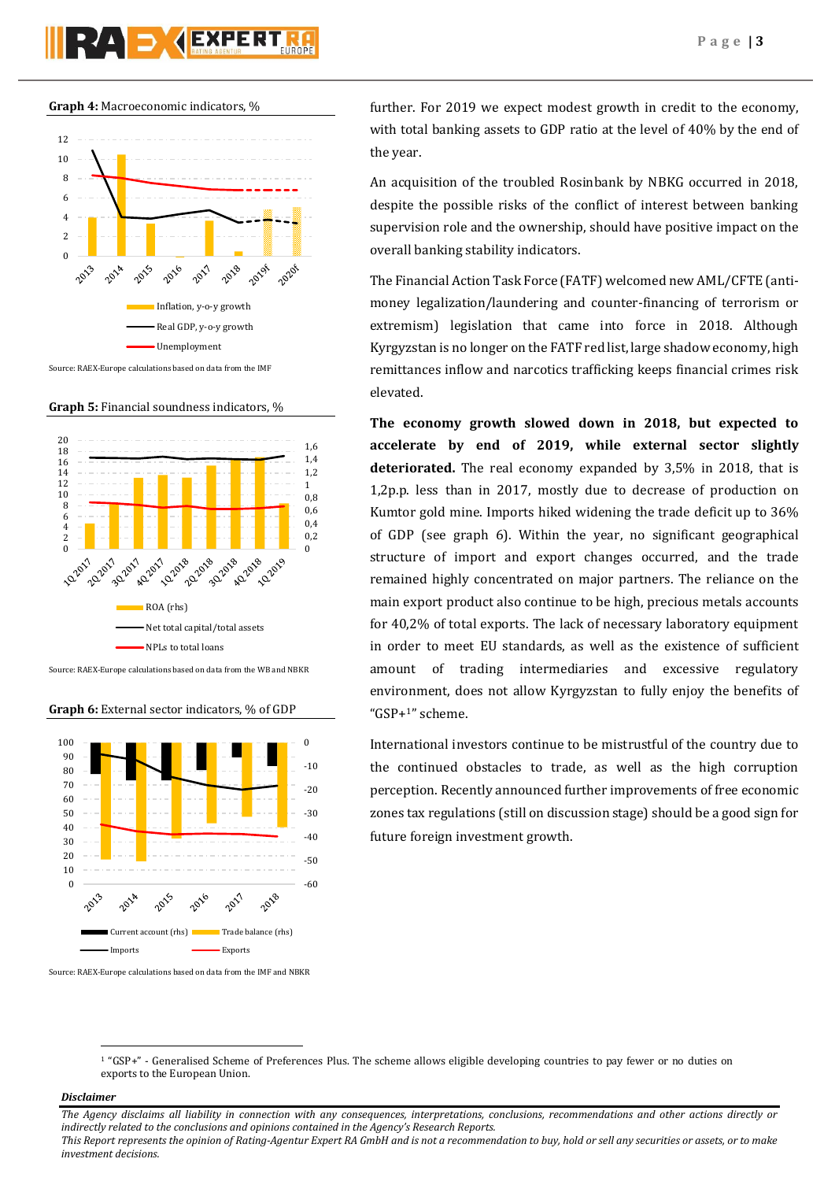**Graph 4:** Macroeconomic indicators, %

Source: RAEX-Europe calculations based on data from the IMF

**Graph 5:** Financial soundness indicators, %

Source: RAEX-Europe calculations based on data from the WB and NBKR

**Graph 6:** External sector indicators, % of GDP

Source: RAEX-Europe calculations based on data from the IMF and NBKR

further. For 2019 we expect modest growth in credit to the economy, with total banking assets to GDP ratio at the level of 40% by the end of the year.

An acquisition of the troubled Rosinbank by NBKG occurred in 2018, despite the possible risks of the conflict of interest between banking supervision role and the ownership, should have positive impact on the overall banking stability indicators.

The Financial Action Task Force (FATF) welcomed new AML/CFTE (anti-money legalization/laundering and counter-financing of terrorism or extremism) legislation that came into force in 2018. Although Kyrgyzstan is no longer on the FATF red list, large shadow economy, high remittances inflow and narcotics trafficking keeps financial crimes risk elevated.

**The economy growth slowed down in 2018, but expected to accelerate by end of 2019, while external sector slightly deteriorated.** The real economy expanded by 3,5% in 2018, that is 1,2p.p. less than in 2017, mostly due to decrease of production on Kumtor gold mine. Imports hiked widening the trade deficit up to 36% of GDP (see graph 6). Within the year, no significant geographical structure of import and export changes occurred, and the trade remained highly concentrated on major partners. The reliance on the main export product also continue to be high, precious metals accounts for 40,2% of total exports. The lack of necessary laboratory equipment in order to meet EU standards, as well as the existence of sufficient amount of trading intermediaries and excessive regulatory environment, does not allow Kyrgyzstan to fully enjoy the benefits of "GSP+[1]" scheme.

International investors continue to be mistrustful of the country due to the continued obstacles to trade, as well as the high corruption perception. Recently announced further improvements of free economic zones tax regulations (still on discussion stage) should be a good sign for future foreign investment growth.

[1] "GSP+" - Generalised Scheme of Preferences Plus. The scheme allows eligible developing countries to pay fewer or no duties on exports to the European Union.

***Disclaimer***

*The Agency disclaims all liability in connection with any consequences, interpretations, conclusions, recommendations and other actions directly or indirectly related to the conclusions and opinions contained in the Agency's Research Reports.*
*This Report represents the opinion of Rating-Agentur Expert RA GmbH and is not a recommendation to buy, hold or sell any securities or assets, or to make investment decisions.*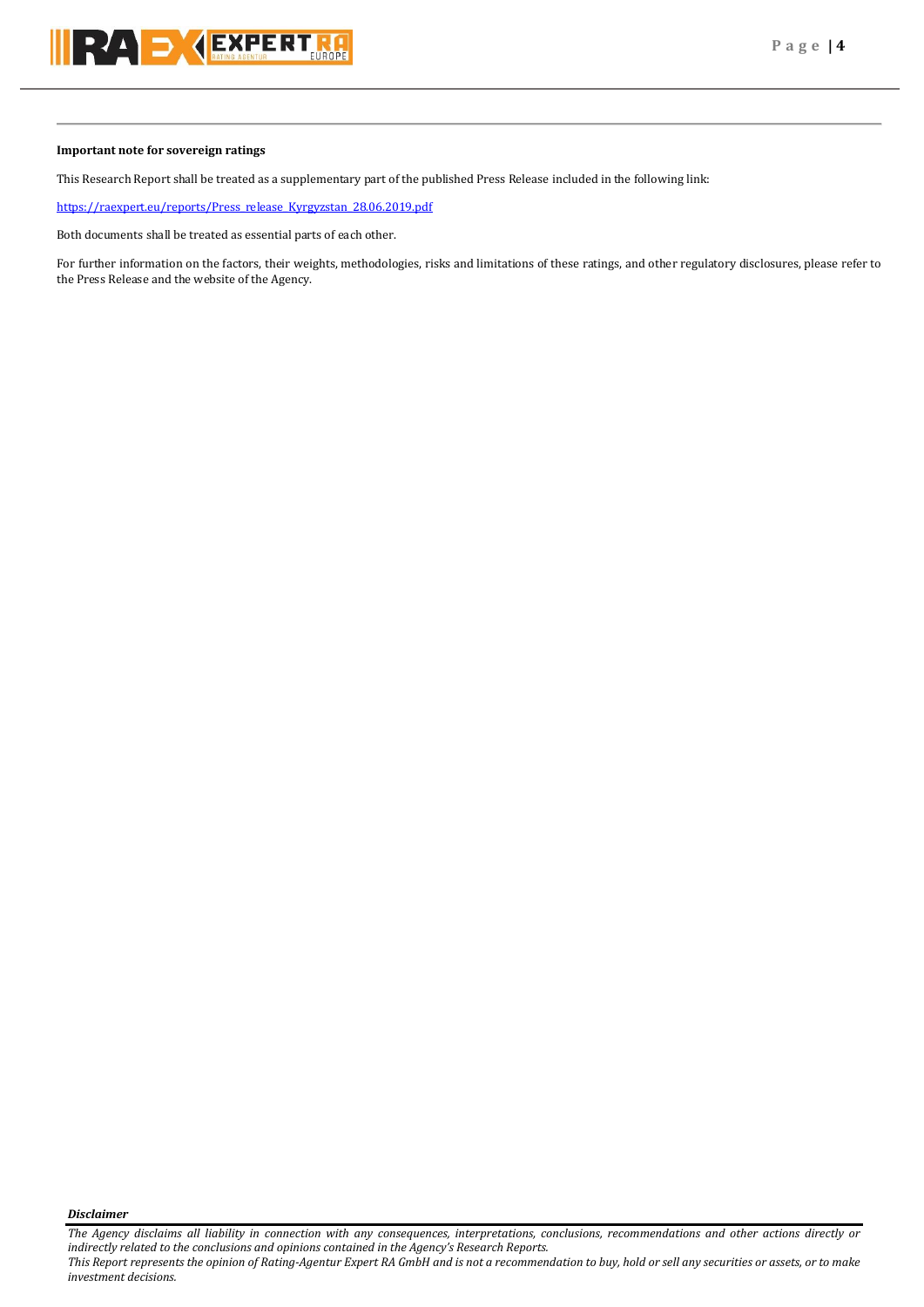**Important note for sovereign ratings**

This Research Report shall be treated as a supplementary part of the published Press Release included in the following link:

https://raexpert.eu/reports/Press_release_Kyrgyzstan_28.06.2019.pdf

Both documents shall be treated as essential parts of each other.

For further information on the factors, their weights, methodologies, risks and limitations of these ratings, and other regulatory disclosures, please refer to the Press Release and the website of the Agency.

***Disclaimer***

*The Agency disclaims all liability in connection with any consequences, interpretations, conclusions, recommendations and other actions directly or indirectly related to the conclusions and opinions contained in the Agency's Research Reports.*

*This Report represents the opinion of Rating-Agentur Expert RA GmbH and is not a recommendation to buy, hold or sell any securities or assets, or to make investment decisions.*